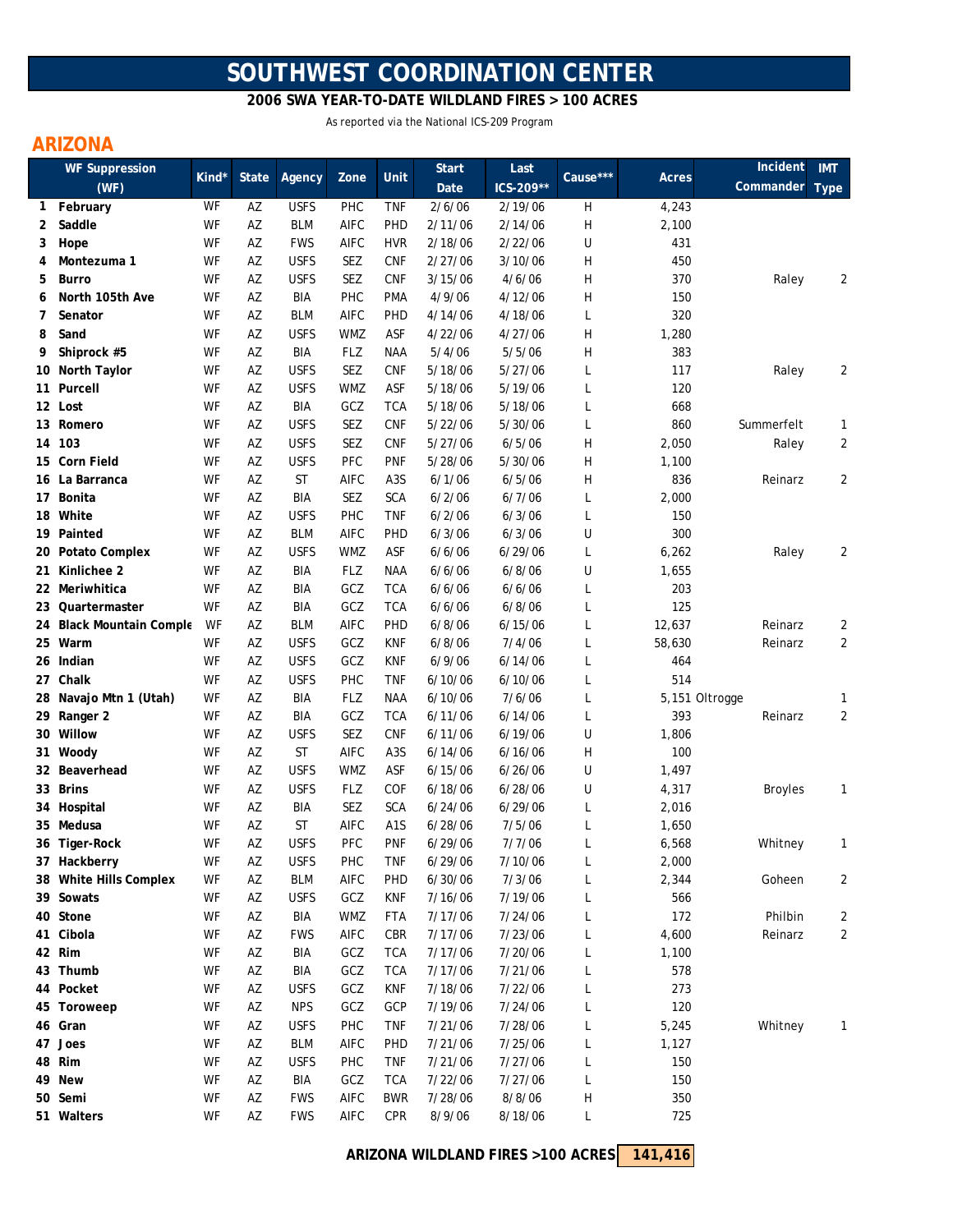# SOUTHWEST COORDINATION CENTER

**2006 SWA YEAR-TO-DATE WILDLAND FIRES > 100 ACRES**

As reported via the National ICS-209 Program

## ARIZONA

| | WF Suppression (WF) | Kind* | State | Agency | Zone | Unit | Start Date | Last ICS-209** | Cause*** | Acres | Incident Commander | IMT Type |
|---|---|---|---|---|---|---|---|---|---|---|---|---|
| 1 | February | WF | AZ | USFS | PHC | TNF | 2/6/06 | 2/19/06 | H | 4,243 | | |
| 2 | Saddle | WF | AZ | BLM | AIFC | PHD | 2/11/06 | 2/14/06 | H | 2,100 | | |
| 3 | Hope | WF | AZ | FWS | AIFC | HVR | 2/18/06 | 2/22/06 | U | 431 | | |
| 4 | Montezuma 1 | WF | AZ | USFS | SEZ | CNF | 2/27/06 | 3/10/06 | H | 450 | | |
| 5 | Burro | WF | AZ | USFS | SEZ | CNF | 3/15/06 | 4/6/06 | H | 370 | Raley | 2 |
| 6 | North 105th Ave | WF | AZ | BIA | PHC | PMA | 4/9/06 | 4/12/06 | H | 150 | | |
| 7 | Senator | WF | AZ | BLM | AIFC | PHD | 4/14/06 | 4/18/06 | L | 320 | | |
| 8 | Sand | WF | AZ | USFS | WMZ | ASF | 4/22/06 | 4/27/06 | H | 1,280 | | |
| 9 | Shiprock #5 | WF | AZ | BIA | FLZ | NAA | 5/4/06 | 5/5/06 | H | 383 | | |
| 10 | North Taylor | WF | AZ | USFS | SEZ | CNF | 5/18/06 | 5/27/06 | L | 117 | Raley | 2 |
| 11 | Purcell | WF | AZ | USFS | WMZ | ASF | 5/18/06 | 5/19/06 | L | 120 | | |
| 12 | Lost | WF | AZ | BIA | GCZ | TCA | 5/18/06 | 5/18/06 | L | 668 | | |
| 13 | Romero | WF | AZ | USFS | SEZ | CNF | 5/22/06 | 5/30/06 | L | 860 | Summerfelt | 1 |
| 14 | 103 | WF | AZ | USFS | SEZ | CNF | 5/27/06 | 6/5/06 | H | 2,050 | Raley | 2 |
| 15 | Corn Field | WF | AZ | USFS | PFC | PNF | 5/28/06 | 5/30/06 | H | 1,100 | | |
| 16 | La Barranca | WF | AZ | ST | AIFC | A3S | 6/1/06 | 6/5/06 | H | 836 | Reinarz | 2 |
| 17 | Bonita | WF | AZ | BIA | SEZ | SCA | 6/2/06 | 6/7/06 | L | 2,000 | | |
| 18 | White | WF | AZ | USFS | PHC | TNF | 6/2/06 | 6/3/06 | L | 150 | | |
| 19 | Painted | WF | AZ | BLM | AIFC | PHD | 6/3/06 | 6/3/06 | U | 300 | | |
| 20 | Potato Complex | WF | AZ | USFS | WMZ | ASF | 6/6/06 | 6/29/06 | L | 6,262 | Raley | 2 |
| 21 | Kinlichee 2 | WF | AZ | BIA | FLZ | NAA | 6/6/06 | 6/8/06 | U | 1,655 | | |
| 22 | Meriwhitica | WF | AZ | BIA | GCZ | TCA | 6/6/06 | 6/6/06 | L | 203 | | |
| 23 | Quartermaster | WF | AZ | BIA | GCZ | TCA | 6/6/06 | 6/8/06 | L | 125 | | |
| 24 | Black Mountain Comple | WF | AZ | BLM | AIFC | PHD | 6/8/06 | 6/15/06 | L | 12,637 | Reinarz | 2 |
| 25 | Warm | WF | AZ | USFS | GCZ | KNF | 6/8/06 | 7/4/06 | L | 58,630 | Reinarz | 2 |
| 26 | Indian | WF | AZ | USFS | GCZ | KNF | 6/9/06 | 6/14/06 | L | 464 | | |
| 27 | Chalk | WF | AZ | USFS | PHC | TNF | 6/10/06 | 6/10/06 | L | 514 | | |
| 28 | Navajo Mtn 1 (Utah) | WF | AZ | BIA | FLZ | NAA | 6/10/06 | 7/6/06 | L | 5,151 | Oltrogge | 1 |
| 29 | Ranger 2 | WF | AZ | BIA | GCZ | TCA | 6/11/06 | 6/14/06 | L | 393 | Reinarz | 2 |
| 30 | Willow | WF | AZ | USFS | SEZ | CNF | 6/11/06 | 6/19/06 | U | 1,806 | | |
| 31 | Woody | WF | AZ | ST | AIFC | A3S | 6/14/06 | 6/16/06 | H | 100 | | |
| 32 | Beaverhead | WF | AZ | USFS | WMZ | ASF | 6/15/06 | 6/26/06 | U | 1,497 | | |
| 33 | Brins | WF | AZ | USFS | FLZ | COF | 6/18/06 | 6/28/06 | U | 4,317 | Broyles | 1 |
| 34 | Hospital | WF | AZ | BIA | SEZ | SCA | 6/24/06 | 6/29/06 | L | 2,016 | | |
| 35 | Medusa | WF | AZ | ST | AIFC | A1S | 6/28/06 | 7/5/06 | L | 1,650 | | |
| 36 | Tiger-Rock | WF | AZ | USFS | PFC | PNF | 6/29/06 | 7/7/06 | L | 6,568 | Whitney | 1 |
| 37 | Hackberry | WF | AZ | USFS | PHC | TNF | 6/29/06 | 7/10/06 | L | 2,000 | | |
| 38 | White Hills Complex | WF | AZ | BLM | AIFC | PHD | 6/30/06 | 7/3/06 | L | 2,344 | Goheen | 2 |
| 39 | Sowats | WF | AZ | USFS | GCZ | KNF | 7/16/06 | 7/19/06 | L | 566 | | |
| 40 | Stone | WF | AZ | BIA | WMZ | FTA | 7/17/06 | 7/24/06 | L | 172 | Philbin | 2 |
| 41 | Cibola | WF | AZ | FWS | AIFC | CBR | 7/17/06 | 7/23/06 | L | 4,600 | Reinarz | 2 |
| 42 | Rim | WF | AZ | BIA | GCZ | TCA | 7/17/06 | 7/20/06 | L | 1,100 | | |
| 43 | Thumb | WF | AZ | BIA | GCZ | TCA | 7/17/06 | 7/21/06 | L | 578 | | |
| 44 | Pocket | WF | AZ | USFS | GCZ | KNF | 7/18/06 | 7/22/06 | L | 273 | | |
| 45 | Toroweep | WF | AZ | NPS | GCZ | GCP | 7/19/06 | 7/24/06 | L | 120 | | |
| 46 | Gran | WF | AZ | USFS | PHC | TNF | 7/21/06 | 7/28/06 | L | 5,245 | Whitney | 1 |
| 47 | Joes | WF | AZ | BLM | AIFC | PHD | 7/21/06 | 7/25/06 | L | 1,127 | | |
| 48 | Rim | WF | AZ | USFS | PHC | TNF | 7/21/06 | 7/27/06 | L | 150 | | |
| 49 | New | WF | AZ | BIA | GCZ | TCA | 7/22/06 | 7/27/06 | L | 150 | | |
| 50 | Semi | WF | AZ | FWS | AIFC | BWR | 7/28/06 | 8/8/06 | H | 350 | | |
| 51 | Walters | WF | AZ | FWS | AIFC | CPR | 8/9/06 | 8/18/06 | L | 725 | | |

**ARIZONA WILDLAND FIRES >100 ACRES** **141,416**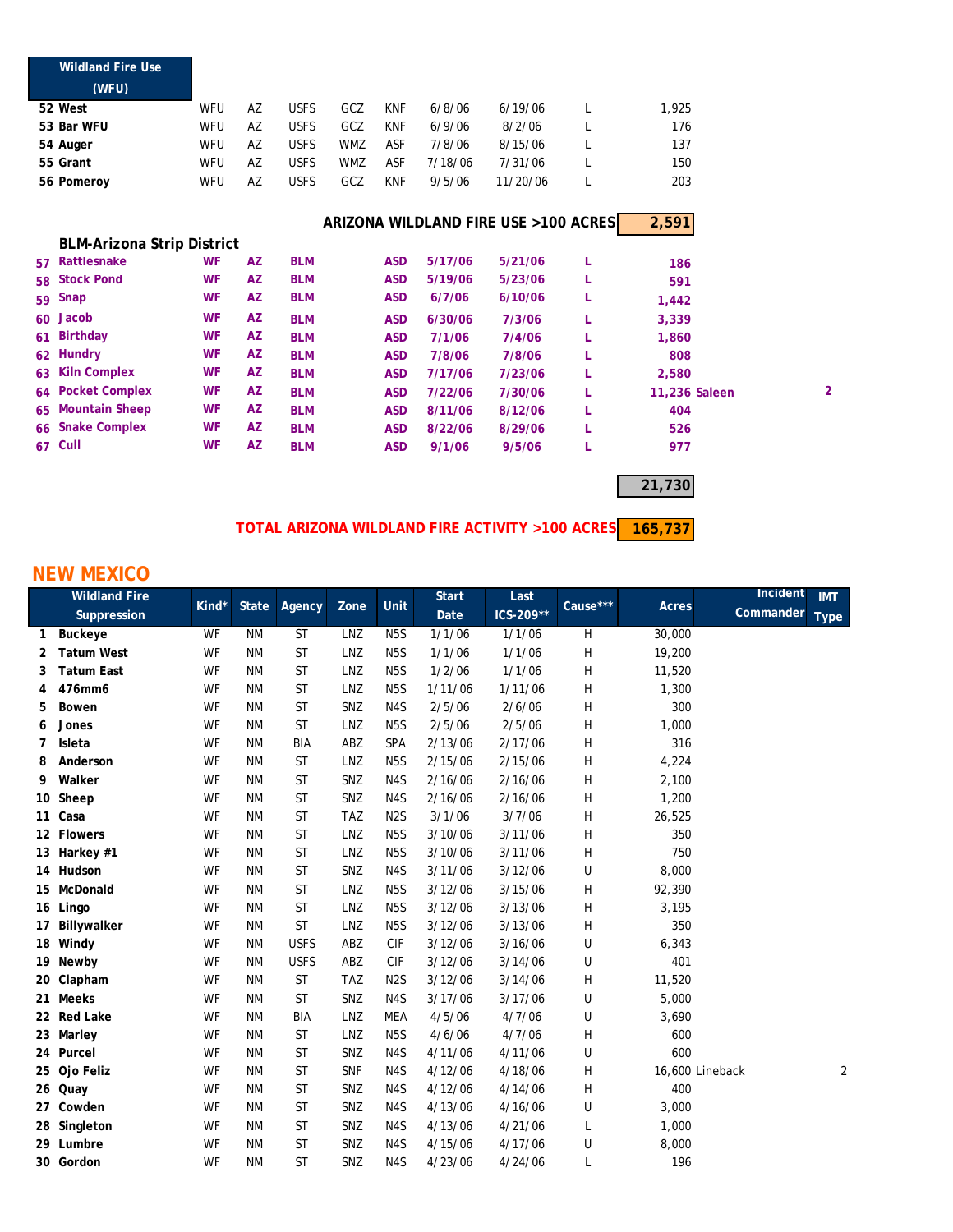| Wildland Fire Use (WFU) | | | | | | | | | | | |
|---|---|---|---|---|---|---|---|---|---|---|---|
| 52 West | WFU | AZ | USFS | GCZ | KNF | 6/8/06 | 6/19/06 | L | 1,925 | | |
| 53 Bar WFU | WFU | AZ | USFS | GCZ | KNF | 6/9/06 | 8/2/06 | L | 176 | | |
| 54 Auger | WFU | AZ | USFS | WMZ | ASF | 7/8/06 | 8/15/06 | L | 137 | | |
| 55 Grant | WFU | AZ | USFS | WMZ | ASF | 7/18/06 | 7/31/06 | L | 150 | | |
| 56 Pomeroy | WFU | AZ | USFS | GCZ | KNF | 9/5/06 | 11/20/06 | L | 203 | | |

**ARIZONA WILDLAND FIRE USE >100 ACRES** **2,591**

**BLM-Arizona Strip District**

| | | | | | | | | | | | |
|---|---|---|---|---|---|---|---|---|---|---|---|
| 57 Rattlesnake | WF | AZ | BLM | | ASD | 5/17/06 | 5/21/06 | L | 186 | | |
| 58 Stock Pond | WF | AZ | BLM | | ASD | 5/19/06 | 5/23/06 | L | 591 | | |
| 59 Snap | WF | AZ | BLM | | ASD | 6/7/06 | 6/10/06 | L | 1,442 | | |
| 60 Jacob | WF | AZ | BLM | | ASD | 6/30/06 | 7/3/06 | L | 3,339 | | |
| 61 Birthday | WF | AZ | BLM | | ASD | 7/1/06 | 7/4/06 | L | 1,860 | | |
| 62 Hundry | WF | AZ | BLM | | ASD | 7/8/06 | 7/8/06 | L | 808 | | |
| 63 Kiln Complex | WF | AZ | BLM | | ASD | 7/17/06 | 7/23/06 | L | 2,580 | | |
| 64 Pocket Complex | WF | AZ | BLM | | ASD | 7/22/06 | 7/30/06 | L | 11,236 | Saleen | 2 |
| 65 Mountain Sheep | WF | AZ | BLM | | ASD | 8/11/06 | 8/12/06 | L | 404 | | |
| 66 Snake Complex | WF | AZ | BLM | | ASD | 8/22/06 | 8/29/06 | L | 526 | | |
| 67 Cull | WF | AZ | BLM | | ASD | 9/1/06 | 9/5/06 | L | 977 | | |

**21,730**

**TOTAL ARIZONA WILDLAND FIRE ACTIVITY >100 ACRES** **165,737**

## NEW MEXICO

| Wildland Fire Suppression | Kind* | State | Agency | Zone | Unit | Start Date | Last ICS-209** | Cause*** | Acres | Incident Commander | IMT Type |
|---|---|---|---|---|---|---|---|---|---|---|---|
| 1 Buckeye | WF | NM | ST | LNZ | N5S | 1/1/06 | 1/1/06 | H | 30,000 | | |
| 2 Tatum West | WF | NM | ST | LNZ | N5S | 1/1/06 | 1/1/06 | H | 19,200 | | |
| 3 Tatum East | WF | NM | ST | LNZ | N5S | 1/2/06 | 1/2/06 | H | 11,520 | | |
| 4 476mm6 | WF | NM | ST | LNZ | N5S | 1/11/06 | 1/11/06 | H | 1,300 | | |
| 5 Bowen | WF | NM | ST | SNZ | N4S | 2/5/06 | 2/6/06 | H | 300 | | |
| 6 Jones | WF | NM | ST | LNZ | N5S | 2/5/06 | 2/5/06 | H | 1,000 | | |
| 7 Isleta | WF | NM | BIA | ABZ | SPA | 2/13/06 | 2/17/06 | H | 316 | | |
| 8 Anderson | WF | NM | ST | LNZ | N5S | 2/15/06 | 2/15/06 | H | 4,224 | | |
| 9 Walker | WF | NM | ST | SNZ | N4S | 2/16/06 | 2/16/06 | H | 2,100 | | |
| 10 Sheep | WF | NM | ST | SNZ | N4S | 2/16/06 | 2/16/06 | H | 1,200 | | |
| 11 Casa | WF | NM | ST | TAZ | N2S | 3/1/06 | 3/7/06 | H | 26,525 | | |
| 12 Flowers | WF | NM | ST | LNZ | N5S | 3/10/06 | 3/11/06 | H | 350 | | |
| 13 Harkey #1 | WF | NM | ST | LNZ | N5S | 3/10/06 | 3/11/06 | H | 750 | | |
| 14 Hudson | WF | NM | ST | SNZ | N4S | 3/11/06 | 3/12/06 | U | 8,000 | | |
| 15 McDonald | WF | NM | ST | LNZ | N5S | 3/12/06 | 3/15/06 | H | 92,390 | | |
| 16 Lingo | WF | NM | ST | LNZ | N5S | 3/12/06 | 3/13/06 | H | 3,195 | | |
| 17 Billywalker | WF | NM | ST | LNZ | N5S | 3/12/06 | 3/13/06 | H | 350 | | |
| 18 Windy | WF | NM | USFS | ABZ | CIF | 3/12/06 | 3/16/06 | U | 6,343 | | |
| 19 Newby | WF | NM | USFS | ABZ | CIF | 3/12/06 | 3/14/06 | U | 401 | | |
| 20 Clapham | WF | NM | ST | TAZ | N2S | 3/12/06 | 3/14/06 | H | 11,520 | | |
| 21 Meeks | WF | NM | ST | SNZ | N4S | 3/17/06 | 3/17/06 | U | 5,000 | | |
| 22 Red Lake | WF | NM | BIA | LNZ | MEA | 4/5/06 | 4/7/06 | U | 3,690 | | |
| 23 Marley | WF | NM | ST | LNZ | N5S | 4/6/06 | 4/7/06 | H | 600 | | |
| 24 Purcel | WF | NM | ST | SNZ | N4S | 4/11/06 | 4/11/06 | U | 600 | | |
| 25 Ojo Feliz | WF | NM | ST | SNF | N4S | 4/12/06 | 4/18/06 | H | 16,600 | Lineback | 2 |
| 26 Quay | WF | NM | ST | SNZ | N4S | 4/12/06 | 4/14/06 | H | 400 | | |
| 27 Cowden | WF | NM | ST | SNZ | N4S | 4/13/06 | 4/16/06 | U | 3,000 | | |
| 28 Singleton | WF | NM | ST | SNZ | N4S | 4/13/06 | 4/21/06 | L | 1,000 | | |
| 29 Lumbre | WF | NM | ST | SNZ | N4S | 4/15/06 | 4/17/06 | U | 8,000 | | |
| 30 Gordon | WF | NM | ST | SNZ | N4S | 4/23/06 | 4/24/06 | L | 196 | | |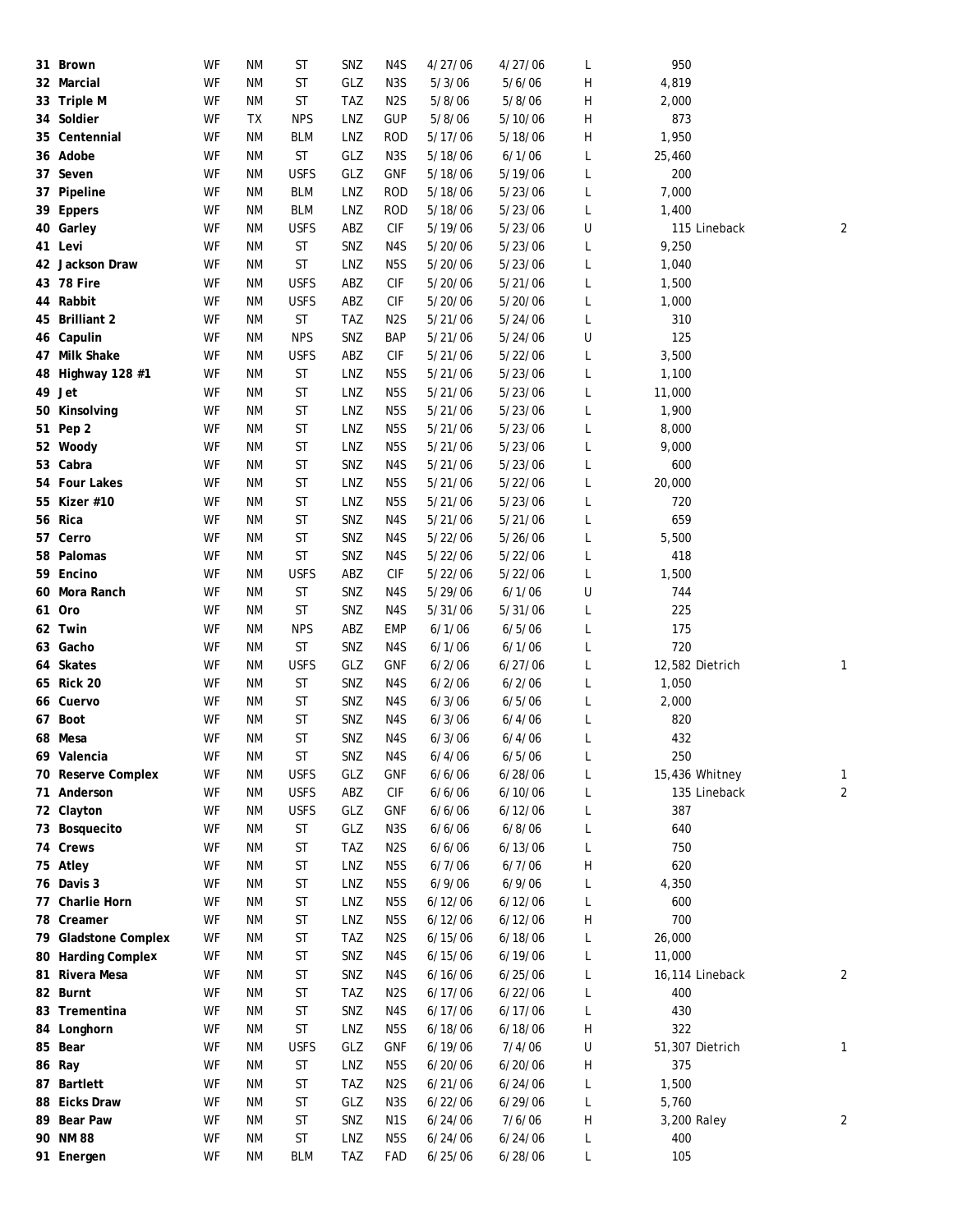| | | | | | | | | | | | | |
|---|---|---|---|---|---|---|---|---|---|---|---|---|
| 31 | Brown | WF | NM | ST | SNZ | N4S | 4/27/06 | 4/27/06 | L | 950 | | |
| 32 | Marcial | WF | NM | ST | GLZ | N3S | 5/3/06 | 5/6/06 | H | 4,819 | | |
| 33 | Triple M | WF | NM | ST | TAZ | N2S | 5/8/06 | 5/8/06 | H | 2,000 | | |
| 34 | Soldier | WF | TX | NPS | LNZ | GUP | 5/8/06 | 5/10/06 | H | 873 | | |
| 35 | Centennial | WF | NM | BLM | LNZ | ROD | 5/17/06 | 5/18/06 | H | 1,950 | | |
| 36 | Adobe | WF | NM | ST | GLZ | N3S | 5/18/06 | 6/1/06 | L | 25,460 | | |
| 37 | Seven | WF | NM | USFS | GLZ | GNF | 5/18/06 | 5/19/06 | L | 200 | | |
| 37 | Pipeline | WF | NM | BLM | LNZ | ROD | 5/18/06 | 5/23/06 | L | 7,000 | | |
| 39 | Eppers | WF | NM | BLM | LNZ | ROD | 5/18/06 | 5/23/06 | L | 1,400 | | |
| 40 | Garley | WF | NM | USFS | ABZ | CIF | 5/19/06 | 5/23/06 | U | 115 | Lineback | 2 |
| 41 | Levi | WF | NM | ST | SNZ | N4S | 5/20/06 | 5/23/06 | L | 9,250 | | |
| 42 | Jackson Draw | WF | NM | ST | LNZ | N5S | 5/20/06 | 5/23/06 | L | 1,040 | | |
| 43 | 78 Fire | WF | NM | USFS | ABZ | CIF | 5/20/06 | 5/21/06 | L | 1,500 | | |
| 44 | Rabbit | WF | NM | USFS | ABZ | CIF | 5/20/06 | 5/20/06 | L | 1,000 | | |
| 45 | Brilliant 2 | WF | NM | ST | TAZ | N2S | 5/21/06 | 5/24/06 | L | 310 | | |
| 46 | Capulin | WF | NM | NPS | SNZ | BAP | 5/21/06 | 5/24/06 | U | 125 | | |
| 47 | Milk Shake | WF | NM | USFS | ABZ | CIF | 5/21/06 | 5/22/06 | L | 3,500 | | |
| 48 | Highway 128 #1 | WF | NM | ST | LNZ | N5S | 5/21/06 | 5/23/06 | L | 1,100 | | |
| 49 | Jet | WF | NM | ST | LNZ | N5S | 5/21/06 | 5/23/06 | L | 11,000 | | |
| 50 | Kinsolving | WF | NM | ST | LNZ | N5S | 5/21/06 | 5/23/06 | L | 1,900 | | |
| 51 | Pep 2 | WF | NM | ST | LNZ | N5S | 5/21/06 | 5/23/06 | L | 8,000 | | |
| 52 | Woody | WF | NM | ST | LNZ | N5S | 5/21/06 | 5/23/06 | L | 9,000 | | |
| 53 | Cabra | WF | NM | ST | SNZ | N4S | 5/21/06 | 5/23/06 | L | 600 | | |
| 54 | Four Lakes | WF | NM | ST | LNZ | N5S | 5/21/06 | 5/22/06 | L | 20,000 | | |
| 55 | Kizer #10 | WF | NM | ST | LNZ | N5S | 5/21/06 | 5/23/06 | L | 720 | | |
| 56 | Rica | WF | NM | ST | SNZ | N4S | 5/21/06 | 5/21/06 | L | 659 | | |
| 57 | Cerro | WF | NM | ST | SNZ | N4S | 5/22/06 | 5/26/06 | L | 5,500 | | |
| 58 | Palomas | WF | NM | ST | SNZ | N4S | 5/22/06 | 5/22/06 | L | 418 | | |
| 59 | Encino | WF | NM | USFS | ABZ | CIF | 5/22/06 | 5/22/06 | L | 1,500 | | |
| 60 | Mora Ranch | WF | NM | ST | SNZ | N4S | 5/29/06 | 6/1/06 | U | 744 | | |
| 61 | Oro | WF | NM | ST | SNZ | N4S | 5/31/06 | 5/31/06 | L | 225 | | |
| 62 | Twin | WF | NM | NPS | ABZ | EMP | 6/1/06 | 6/5/06 | L | 175 | | |
| 63 | Gacho | WF | NM | ST | SNZ | N4S | 6/1/06 | 6/1/06 | L | 720 | | |
| 64 | Skates | WF | NM | USFS | GLZ | GNF | 6/2/06 | 6/27/06 | L | 12,582 | Dietrich | 1 |
| 65 | Rick 20 | WF | NM | ST | SNZ | N4S | 6/2/06 | 6/2/06 | L | 1,050 | | |
| 66 | Cuervo | WF | NM | ST | SNZ | N4S | 6/3/06 | 6/5/06 | L | 2,000 | | |
| 67 | Boot | WF | NM | ST | SNZ | N4S | 6/3/06 | 6/4/06 | L | 820 | | |
| 68 | Mesa | WF | NM | ST | SNZ | N4S | 6/3/06 | 6/4/06 | L | 432 | | |
| 69 | Valencia | WF | NM | ST | SNZ | N4S | 6/4/06 | 6/5/06 | L | 250 | | |
| 70 | Reserve Complex | WF | NM | USFS | GLZ | GNF | 6/6/06 | 6/28/06 | L | 15,436 | Whitney | 1 |
| 71 | Anderson | WF | NM | USFS | ABZ | CIF | 6/6/06 | 6/10/06 | L | 135 | Lineback | 2 |
| 72 | Clayton | WF | NM | USFS | GLZ | GNF | 6/6/06 | 6/12/06 | L | 387 | | |
| 73 | Bosquecito | WF | NM | ST | GLZ | N3S | 6/6/06 | 6/8/06 | L | 640 | | |
| 74 | Crews | WF | NM | ST | TAZ | N2S | 6/6/06 | 6/13/06 | L | 750 | | |
| 75 | Atley | WF | NM | ST | LNZ | N5S | 6/7/06 | 6/7/06 | H | 620 | | |
| 76 | Davis 3 | WF | NM | ST | LNZ | N5S | 6/9/06 | 6/9/06 | L | 4,350 | | |
| 77 | Charlie Horn | WF | NM | ST | LNZ | N5S | 6/12/06 | 6/12/06 | L | 600 | | |
| 78 | Creamer | WF | NM | ST | LNZ | N5S | 6/12/06 | 6/12/06 | H | 700 | | |
| 79 | Gladstone Complex | WF | NM | ST | TAZ | N2S | 6/15/06 | 6/18/06 | L | 26,000 | | |
| 80 | Harding Complex | WF | NM | ST | SNZ | N4S | 6/15/06 | 6/19/06 | L | 11,000 | | |
| 81 | Rivera Mesa | WF | NM | ST | SNZ | N4S | 6/16/06 | 6/25/06 | L | 16,114 | Lineback | 2 |
| 82 | Burnt | WF | NM | ST | TAZ | N2S | 6/17/06 | 6/22/06 | L | 400 | | |
| 83 | Trementina | WF | NM | ST | SNZ | N4S | 6/17/06 | 6/17/06 | L | 430 | | |
| 84 | Longhorn | WF | NM | ST | LNZ | N5S | 6/18/06 | 6/18/06 | H | 322 | | |
| 85 | Bear | WF | NM | USFS | GLZ | GNF | 6/19/06 | 7/4/06 | U | 51,307 | Dietrich | 1 |
| 86 | Ray | WF | NM | ST | LNZ | N5S | 6/20/06 | 6/20/06 | H | 375 | | |
| 87 | Bartlett | WF | NM | ST | TAZ | N2S | 6/21/06 | 6/24/06 | L | 1,500 | | |
| 88 | Eicks Draw | WF | NM | ST | GLZ | N3S | 6/22/06 | 6/29/06 | L | 5,760 | | |
| 89 | Bear Paw | WF | NM | ST | SNZ | N1S | 6/24/06 | 7/6/06 | H | 3,200 | Raley | 2 |
| 90 | NM 88 | WF | NM | ST | LNZ | N5S | 6/24/06 | 6/24/06 | L | 400 | | |
| 91 | Energen | WF | NM | BLM | TAZ | FAD | 6/25/06 | 6/28/06 | L | 105 | | |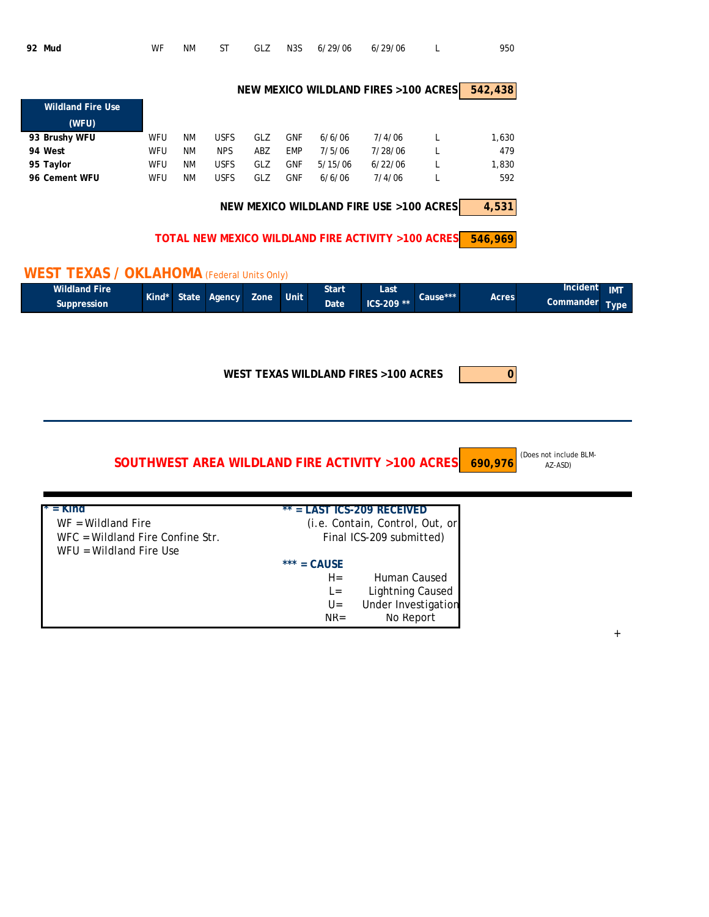| | | | | | | | | | | | |
|---|---|---|---|---|---|---|---|---|---|---|---|
| 92 Mud | WF | NM | ST | GLZ | N3S | 6/29/06 | 6/29/06 | L | 950 | | |

**NEW MEXICO WILDLAND FIRES >100 ACRES** **542,438**

| Wildland Fire Use (WFU) | | | | | | | | | | | |
|---|---|---|---|---|---|---|---|---|---|---|---|
| 93 Brushy WFU | WFU | NM | USFS | GLZ | GNF | 6/6/06 | 7/4/06 | L | 1,630 | | |
| 94 West | WFU | NM | NPS | ABZ | EMP | 7/5/06 | 7/28/06 | L | 479 | | |
| 95 Taylor | WFU | NM | USFS | GLZ | GNF | 5/15/06 | 6/22/06 | L | 1,830 | | |
| 96 Cement WFU | WFU | NM | USFS | GLZ | GNF | 6/6/06 | 7/4/06 | L | 592 | | |

**NEW MEXICO WILDLAND FIRE USE >100 ACRES** **4,531**

**TOTAL NEW MEXICO WILDLAND FIRE ACTIVITY >100 ACRES** **546,969**

## WEST TEXAS / OKLAHOMA (Federal Units Only)

| Wildland Fire Suppression | Kind* | State | Agency | Zone | Unit | Start Date | Last ICS-209 ** | Cause*** | Acres | Incident Commander | IMT Type |
|---|---|---|---|---|---|---|---|---|---|---|---|

**WEST TEXAS WILDLAND FIRES >100 ACRES** **0**

---

**SOUTHWEST AREA WILDLAND FIRE ACTIVITY >100 ACRES** **690,976** (Does not include BLM-AZ-ASD)

---

**\* = Kind**
WF = Wildland Fire
WFC = Wildland Fire Confine Str.
WFU = Wildland Fire Use

**\*\* = LAST ICS-209 RECEIVED**
(i.e. Contain, Control, Out, or Final ICS-209 submitted)

**\*\*\* = CAUSE**
H= Human Caused
L= Lightning Caused
U= Under Investigation
NR= No Report